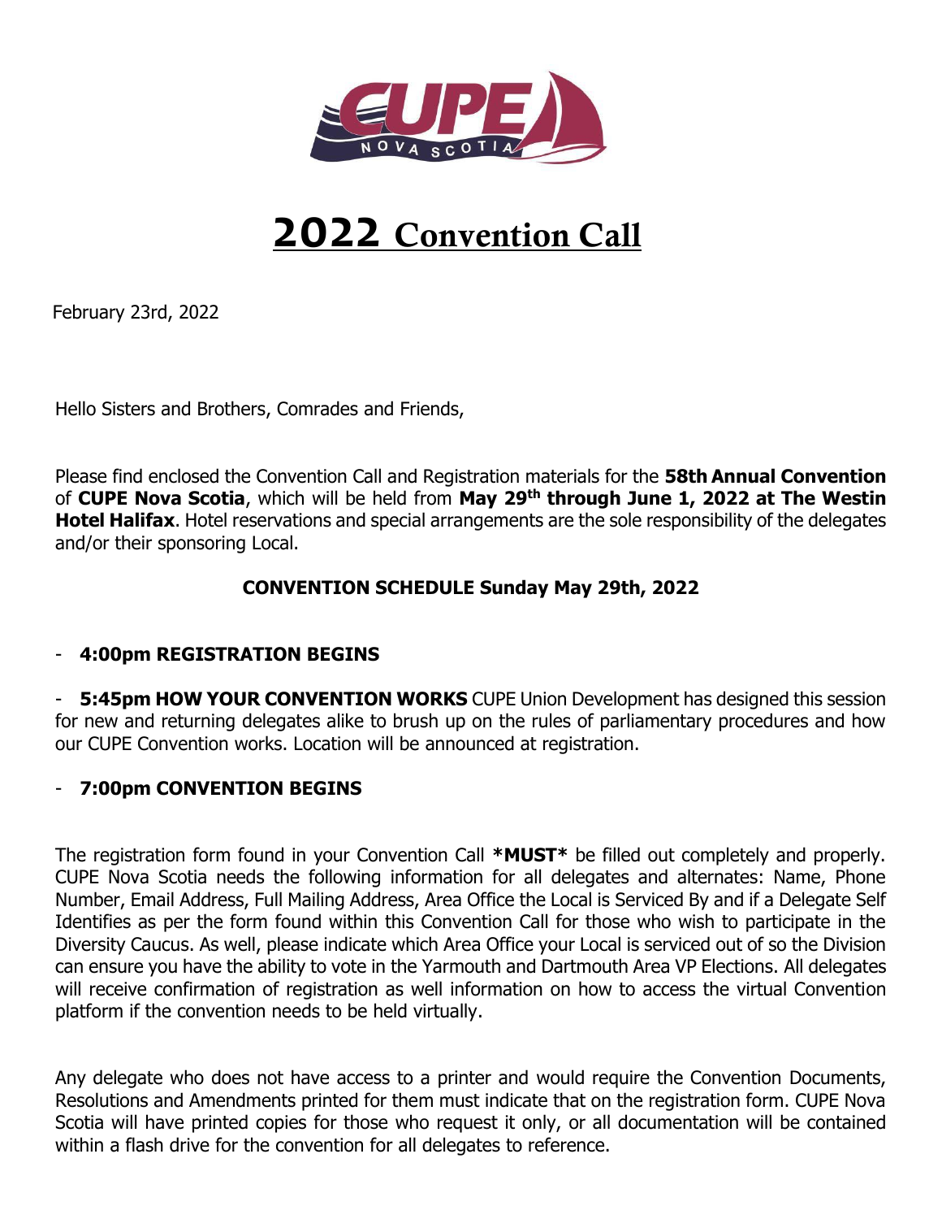# 2022 Convention Call

February 23rd, 2022

Hello Sisters and Brothers, Comrades and Friends,

Please find enclosed the Convention Call and Registration materials for the **58th Annual Convention** of **CUPE Nova Scotia**, which will be held from **May 29th through June 1, 2022 at The Westin Hotel Halifax**. Hotel reservations and special arrangements are the sole responsibility of the delegates and/or their sponsoring Local.

### CONVENTION SCHEDULE Sunday May 29th, 2022

- **4:00pm REGISTRATION BEGINS**
- **5:45pm HOW YOUR CONVENTION WORKS** CUPE Union Development has designed this session for new and returning delegates alike to brush up on the rules of parliamentary procedures and how our CUPE Convention works. Location will be announced at registration.
- **7:00pm CONVENTION BEGINS**

The registration form found in your Convention Call ***MUST*** be filled out completely and properly. CUPE Nova Scotia needs the following information for all delegates and alternates: Name, Phone Number, Email Address, Full Mailing Address, Area Office the Local is Serviced By and if a Delegate Self Identifies as per the form found within this Convention Call for those who wish to participate in the Diversity Caucus. As well, please indicate which Area Office your Local is serviced out of so the Division can ensure you have the ability to vote in the Yarmouth and Dartmouth Area VP Elections. All delegates will receive confirmation of registration as well information on how to access the virtual Convention platform if the convention needs to be held virtually.

Any delegate who does not have access to a printer and would require the Convention Documents, Resolutions and Amendments printed for them must indicate that on the registration form. CUPE Nova Scotia will have printed copies for those who request it only, or all documentation will be contained within a flash drive for the convention for all delegates to reference.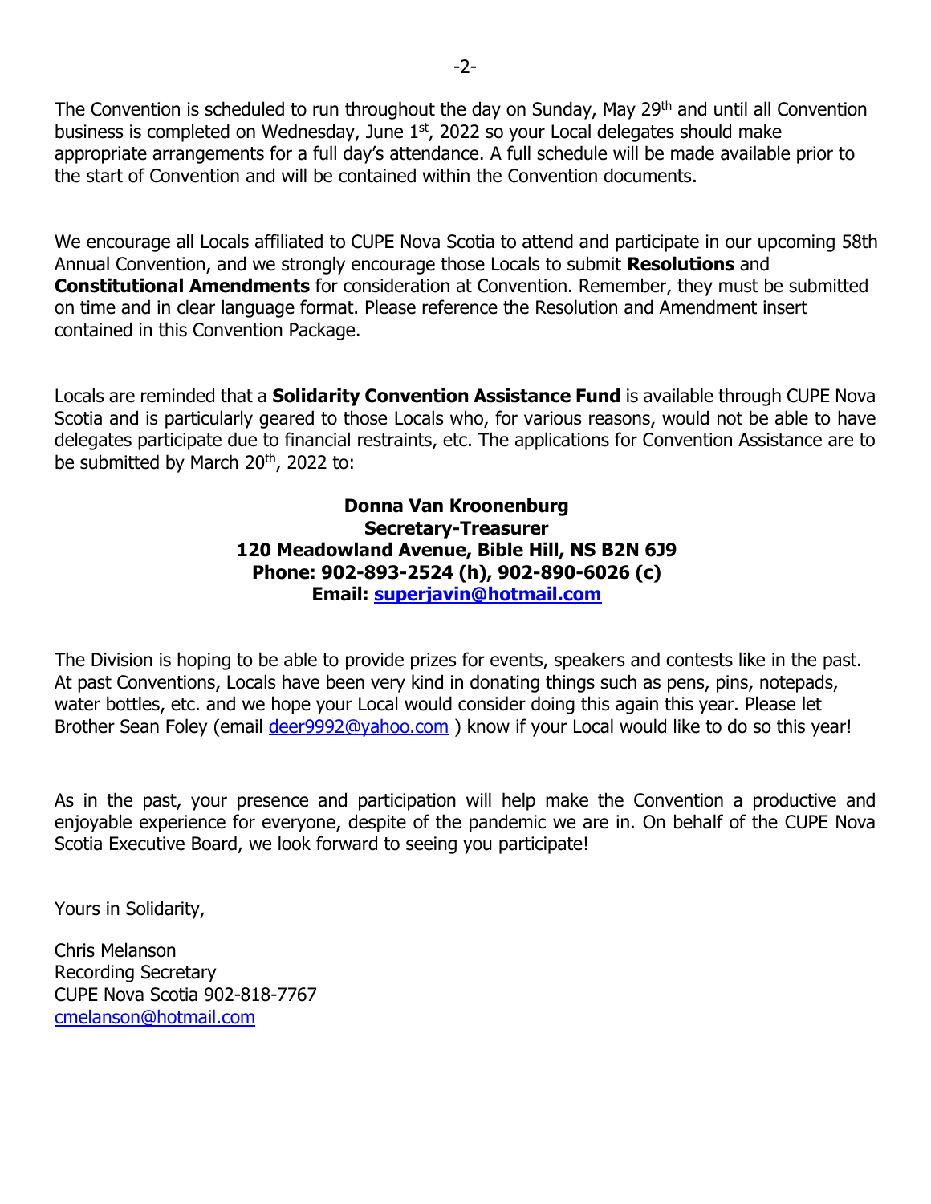The Convention is scheduled to run throughout the day on Sunday, May 29th and until all Convention business is completed on Wednesday, June 1st, 2022 so your Local delegates should make appropriate arrangements for a full day's attendance. A full schedule will be made available prior to the start of Convention and will be contained within the Convention documents.

We encourage all Locals affiliated to CUPE Nova Scotia to attend and participate in our upcoming 58th Annual Convention, and we strongly encourage those Locals to submit **Resolutions** and **Constitutional Amendments** for consideration at Convention. Remember, they must be submitted on time and in clear language format. Please reference the Resolution and Amendment insert contained in this Convention Package.

Locals are reminded that a **Solidarity Convention Assistance Fund** is available through CUPE Nova Scotia and is particularly geared to those Locals who, for various reasons, would not be able to have delegates participate due to financial restraints, etc. The applications for Convention Assistance are to be submitted by March 20th, 2022 to:

**Donna Van Kroonenburg**
**Secretary-Treasurer**
**120 Meadowland Avenue, Bible Hill, NS B2N 6J9**
**Phone: 902-893-2524 (h), 902-890-6026 (c)**
**Email: superjavin@hotmail.com**

The Division is hoping to be able to provide prizes for events, speakers and contests like in the past. At past Conventions, Locals have been very kind in donating things such as pens, pins, notepads, water bottles, etc. and we hope your Local would consider doing this again this year. Please let Brother Sean Foley (email deer9992@yahoo.com ) know if your Local would like to do so this year!

As in the past, your presence and participation will help make the Convention a productive and enjoyable experience for everyone, despite of the pandemic we are in. On behalf of the CUPE Nova Scotia Executive Board, we look forward to seeing you participate!

Yours in Solidarity,

Chris Melanson
Recording Secretary
CUPE Nova Scotia 902-818-7767
cmelanson@hotmail.com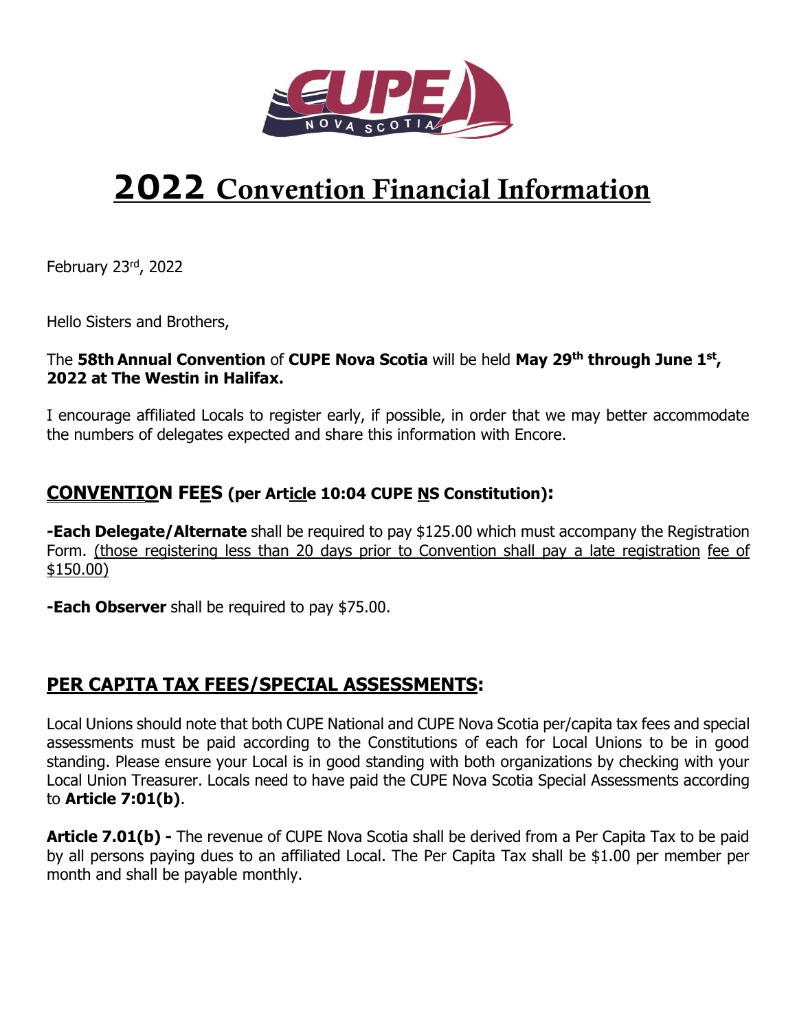# 2022 Convention Financial Information

February 23rd, 2022

Hello Sisters and Brothers,

The **58th Annual Convention** of **CUPE Nova Scotia** will be held **May 29th through June 1st, 2022 at The Westin in Halifax.**

I encourage affiliated Locals to register early, if possible, in order that we may better accommodate the numbers of delegates expected and share this information with Encore.

## CONVENTION FEES (per Article 10:04 CUPE NS Constitution):

**-Each Delegate/Alternate** shall be required to pay $125.00 which must accompany the Registration Form. (those registering less than 20 days prior to Convention shall pay a late registration fee of $150.00)

**-Each Observer** shall be required to pay $75.00.

## PER CAPITA TAX FEES/SPECIAL ASSESSMENTS:

Local Unions should note that both CUPE National and CUPE Nova Scotia per/capita tax fees and special assessments must be paid according to the Constitutions of each for Local Unions to be in good standing. Please ensure your Local is in good standing with both organizations by checking with your Local Union Treasurer. Locals need to have paid the CUPE Nova Scotia Special Assessments according to **Article 7:01(b)**.

**Article 7.01(b) -** The revenue of CUPE Nova Scotia shall be derived from a Per Capita Tax to be paid by all persons paying dues to an affiliated Local. The Per Capita Tax shall be $1.00 per member per month and shall be payable monthly.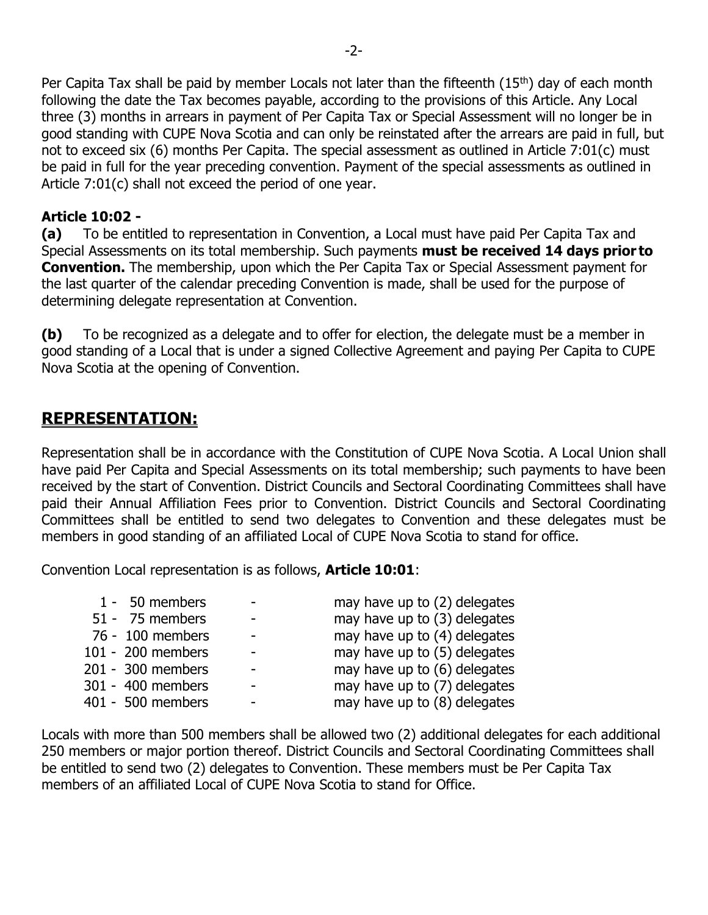Per Capita Tax shall be paid by member Locals not later than the fifteenth (15th) day of each month following the date the Tax becomes payable, according to the provisions of this Article. Any Local three (3) months in arrears in payment of Per Capita Tax or Special Assessment will no longer be in good standing with CUPE Nova Scotia and can only be reinstated after the arrears are paid in full, but not to exceed six (6) months Per Capita. The special assessment as outlined in Article 7:01(c) must be paid in full for the year preceding convention. Payment of the special assessments as outlined in Article 7:01(c) shall not exceed the period of one year.

**Article 10:02 -**

**(a)** To be entitled to representation in Convention, a Local must have paid Per Capita Tax and Special Assessments on its total membership. Such payments **must be received 14 days prior to Convention.** The membership, upon which the Per Capita Tax or Special Assessment payment for the last quarter of the calendar preceding Convention is made, shall be used for the purpose of determining delegate representation at Convention.

**(b)** To be recognized as a delegate and to offer for election, the delegate must be a member in good standing of a Local that is under a signed Collective Agreement and paying Per Capita to CUPE Nova Scotia at the opening of Convention.

## REPRESENTATION:

Representation shall be in accordance with the Constitution of CUPE Nova Scotia. A Local Union shall have paid Per Capita and Special Assessments on its total membership; such payments to have been received by the start of Convention. District Councils and Sectoral Coordinating Committees shall have paid their Annual Affiliation Fees prior to Convention. District Councils and Sectoral Coordinating Committees shall be entitled to send two delegates to Convention and these delegates must be members in good standing of an affiliated Local of CUPE Nova Scotia to stand for office.

Convention Local representation is as follows, **Article 10:01**:

| Members | | Delegates |
|---|---|---|
| 1 - 50 members | - | may have up to (2) delegates |
| 51 - 75 members | - | may have up to (3) delegates |
| 76 - 100 members | - | may have up to (4) delegates |
| 101 - 200 members | - | may have up to (5) delegates |
| 201 - 300 members | - | may have up to (6) delegates |
| 301 - 400 members | - | may have up to (7) delegates |
| 401 - 500 members | - | may have up to (8) delegates |

Locals with more than 500 members shall be allowed two (2) additional delegates for each additional 250 members or major portion thereof. District Councils and Sectoral Coordinating Committees shall be entitled to send two (2) delegates to Convention. These members must be Per Capita Tax members of an affiliated Local of CUPE Nova Scotia to stand for Office.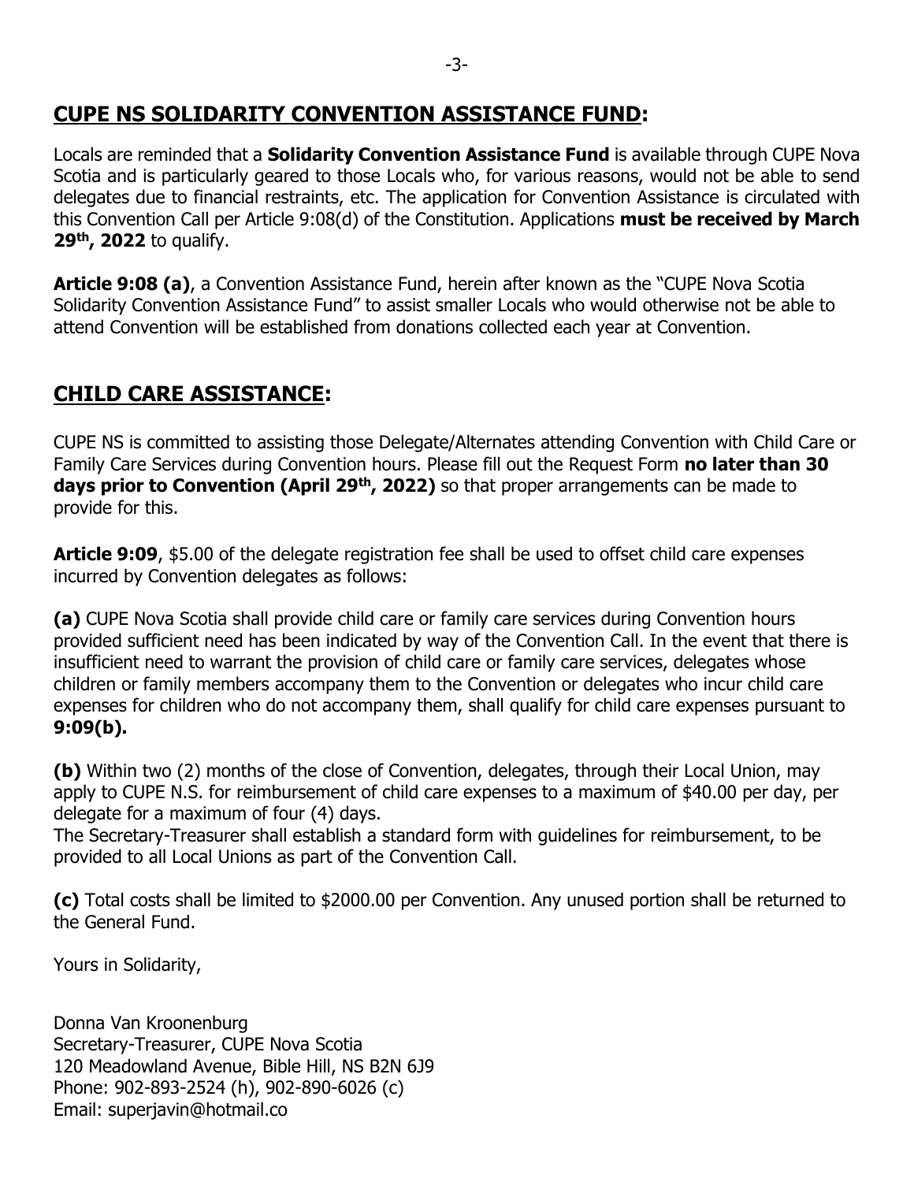## **CUPE NS SOLIDARITY CONVENTION ASSISTANCE FUND:**

Locals are reminded that a **Solidarity Convention Assistance Fund** is available through CUPE Nova Scotia and is particularly geared to those Locals who, for various reasons, would not be able to send delegates due to financial restraints, etc. The application for Convention Assistance is circulated with this Convention Call per Article 9:08(d) of the Constitution. Applications **must be received by March 29th, 2022** to qualify.

**Article 9:08 (a)**, a Convention Assistance Fund, herein after known as the "CUPE Nova Scotia Solidarity Convention Assistance Fund" to assist smaller Locals who would otherwise not be able to attend Convention will be established from donations collected each year at Convention.

## **CHILD CARE ASSISTANCE:**

CUPE NS is committed to assisting those Delegate/Alternates attending Convention with Child Care or Family Care Services during Convention hours. Please fill out the Request Form **no later than 30 days prior to Convention (April 29th, 2022)** so that proper arrangements can be made to provide for this.

**Article 9:09**, $5.00 of the delegate registration fee shall be used to offset child care expenses incurred by Convention delegates as follows:

**(a)** CUPE Nova Scotia shall provide child care or family care services during Convention hours provided sufficient need has been indicated by way of the Convention Call. In the event that there is insufficient need to warrant the provision of child care or family care services, delegates whose children or family members accompany them to the Convention or delegates who incur child care expenses for children who do not accompany them, shall qualify for child care expenses pursuant to **9:09(b).**

**(b)** Within two (2) months of the close of Convention, delegates, through their Local Union, may apply to CUPE N.S. for reimbursement of child care expenses to a maximum of $40.00 per day, per delegate for a maximum of four (4) days.
The Secretary-Treasurer shall establish a standard form with guidelines for reimbursement, to be provided to all Local Unions as part of the Convention Call.

**(c)** Total costs shall be limited to $2000.00 per Convention. Any unused portion shall be returned to the General Fund.

Yours in Solidarity,

Donna Van Kroonenburg
Secretary-Treasurer, CUPE Nova Scotia
120 Meadowland Avenue, Bible Hill, NS B2N 6J9
Phone: 902-893-2524 (h), 902-890-6026 (c)
Email: superjavin@hotmail.co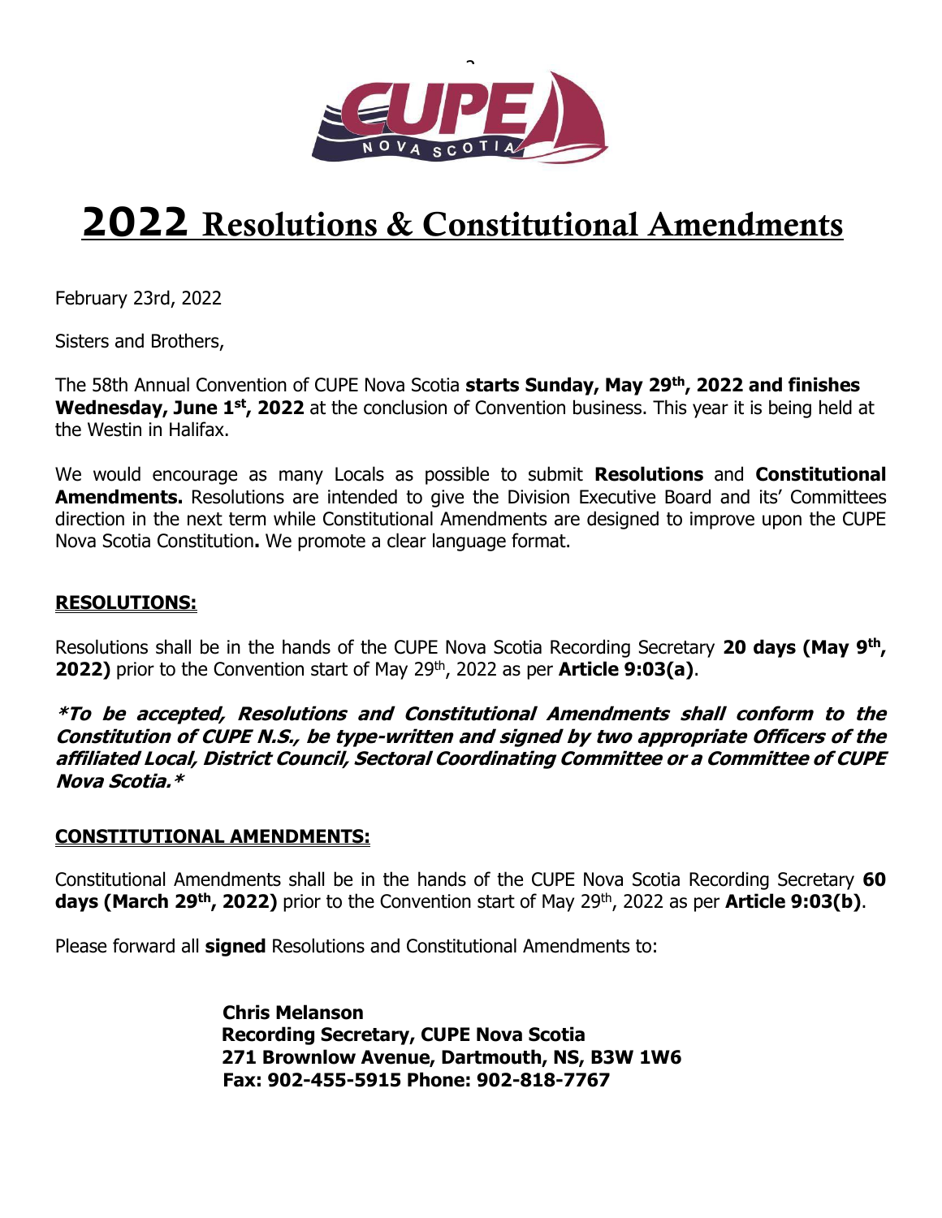# 2022 Resolutions & Constitutional Amendments

February 23rd, 2022

Sisters and Brothers,

The 58th Annual Convention of CUPE Nova Scotia **starts Sunday, May 29th, 2022 and finishes Wednesday, June 1st, 2022** at the conclusion of Convention business. This year it is being held at the Westin in Halifax.

We would encourage as many Locals as possible to submit **Resolutions** and **Constitutional Amendments.** Resolutions are intended to give the Division Executive Board and its' Committees direction in the next term while Constitutional Amendments are designed to improve upon the CUPE Nova Scotia Constitution**.** We promote a clear language format.

## RESOLUTIONS:

Resolutions shall be in the hands of the CUPE Nova Scotia Recording Secretary **20 days (May 9th, 2022)** prior to the Convention start of May 29th, 2022 as per **Article 9:03(a)**.

***\*To be accepted, Resolutions and Constitutional Amendments shall conform to the Constitution of CUPE N.S., be type-written and signed by two appropriate Officers of the affiliated Local, District Council, Sectoral Coordinating Committee or a Committee of CUPE Nova Scotia.\****

## CONSTITUTIONAL AMENDMENTS:

Constitutional Amendments shall be in the hands of the CUPE Nova Scotia Recording Secretary **60 days (March 29th, 2022)** prior to the Convention start of May 29th, 2022 as per **Article 9:03(b)**.

Please forward all **signed** Resolutions and Constitutional Amendments to:

**Chris Melanson**
**Recording Secretary, CUPE Nova Scotia**
**271 Brownlow Avenue, Dartmouth, NS, B3W 1W6**
**Fax: 902-455-5915 Phone: 902-818-7767**